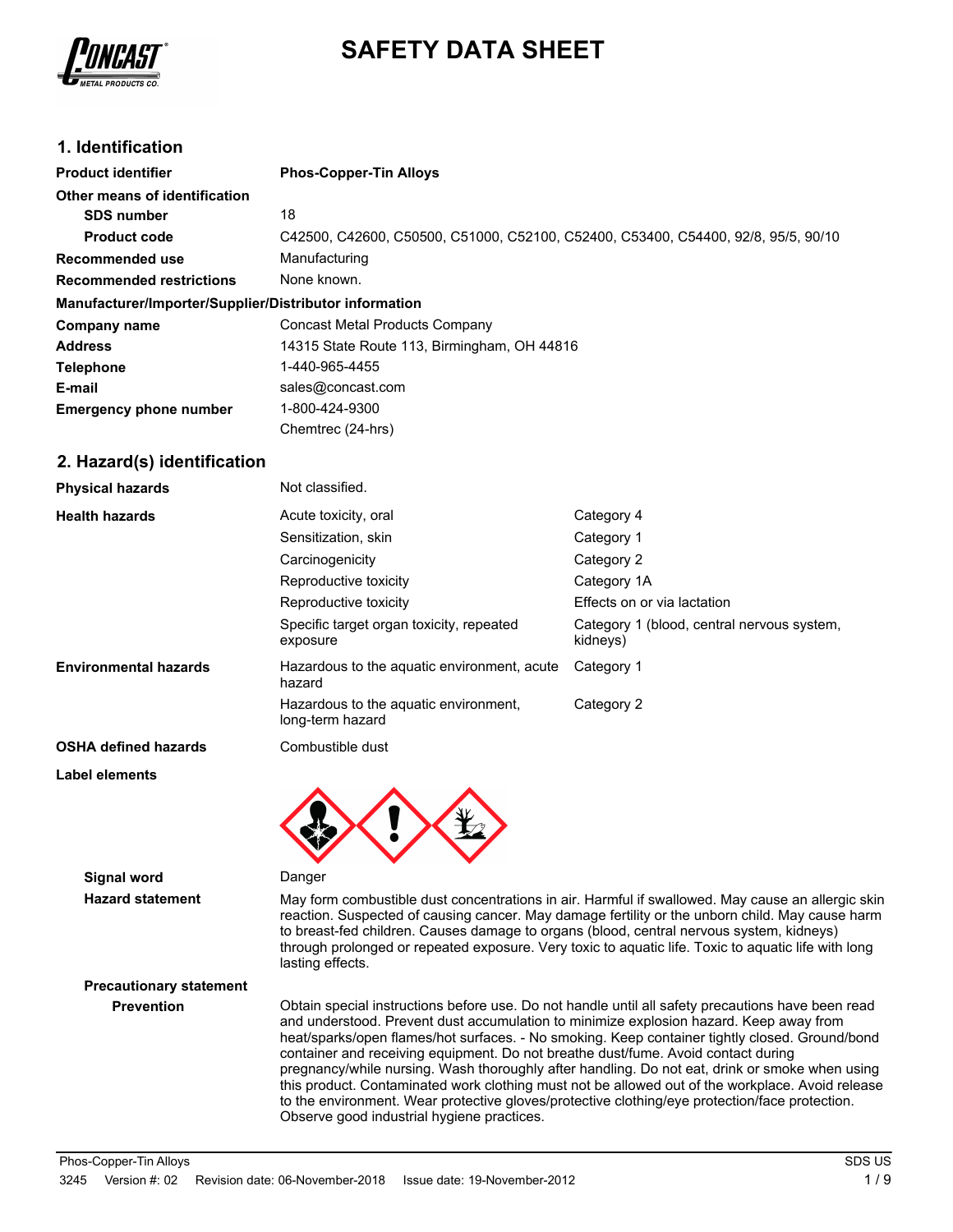# SAFETY DATA SHEET

## 1. Identification

| | |
|---|---|
| **Product identifier** | **Phos-Copper-Tin Alloys** |
| **Other means of identification** | |
| **SDS number** | 18 |
| **Product code** | C42500, C42600, C50500, C51000, C52100, C52400, C53400, C54400, 92/8, 95/5, 90/10 |
| **Recommended use** | Manufacturing |
| **Recommended restrictions** | None known. |

**Manufacturer/Importer/Supplier/Distributor information**

| | |
|---|---|
| **Company name** | Concast Metal Products Company |
| **Address** | 14315 State Route 113, Birmingham, OH 44816 |
| **Telephone** | 1-440-965-4455 |
| **E-mail** | sales@concast.com |
| **Emergency phone number** | 1-800-424-9300<br>Chemtrec (24-hrs) |

## 2. Hazard(s) identification

| | | |
|---|---|---|
| **Physical hazards** | Not classified. | |
| **Health hazards** | Acute toxicity, oral | Category 4 |
| | Sensitization, skin | Category 1 |
| | Carcinogenicity | Category 2 |
| | Reproductive toxicity | Category 1A |
| | Reproductive toxicity | Effects on or via lactation |
| | Specific target organ toxicity, repeated exposure | Category 1 (blood, central nervous system, kidneys) |
| **Environmental hazards** | Hazardous to the aquatic environment, acute hazard | Category 1 |
| | Hazardous to the aquatic environment, long-term hazard | Category 2 |
| **OSHA defined hazards** | Combustible dust | |

**Label elements**

**Signal word** Danger

**Hazard statement** May form combustible dust concentrations in air. Harmful if swallowed. May cause an allergic skin reaction. Suspected of causing cancer. May damage fertility or the unborn child. May cause harm to breast-fed children. Causes damage to organs (blood, central nervous system, kidneys) through prolonged or repeated exposure. Very toxic to aquatic life. Toxic to aquatic life with long lasting effects.

**Precautionary statement**

**Prevention** Obtain special instructions before use. Do not handle until all safety precautions have been read and understood. Prevent dust accumulation to minimize explosion hazard. Keep away from heat/sparks/open flames/hot surfaces. - No smoking. Keep container tightly closed. Ground/bond container and receiving equipment. Do not breathe dust/fume. Avoid contact during pregnancy/while nursing. Wash thoroughly after handling. Do not eat, drink or smoke when using this product. Contaminated work clothing must not be allowed out of the workplace. Avoid release to the environment. Wear protective gloves/protective clothing/eye protection/face protection. Observe good industrial hygiene practices.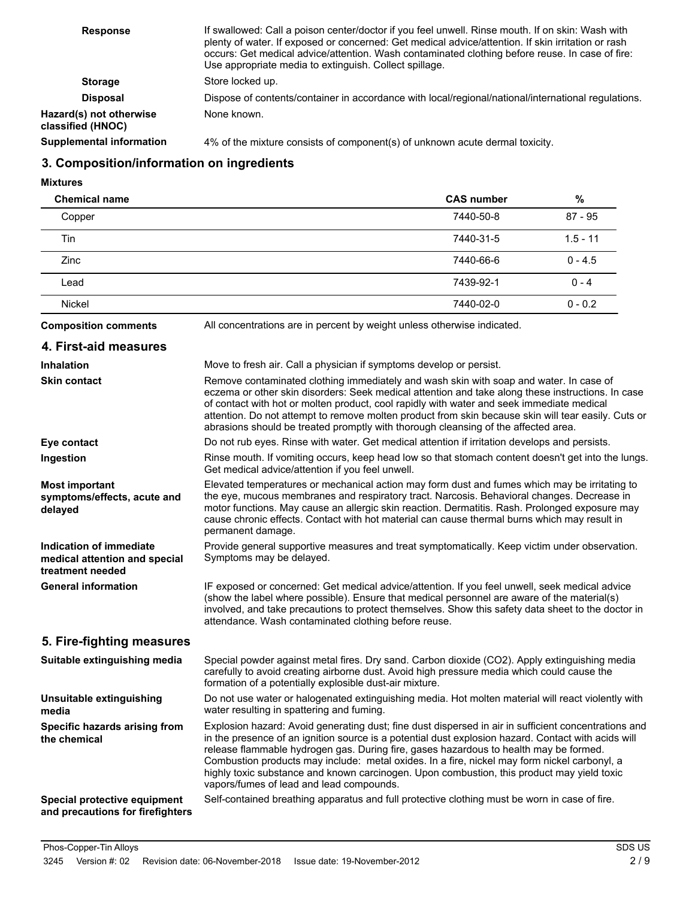**Response**
If swallowed: Call a poison center/doctor if you feel unwell. Rinse mouth. If on skin: Wash with plenty of water. If exposed or concerned: Get medical advice/attention. If skin irritation or rash occurs: Get medical advice/attention. Wash contaminated clothing before reuse. In case of fire: Use appropriate media to extinguish. Collect spillage.

**Storage**
Store locked up.

**Disposal**
Dispose of contents/container in accordance with local/regional/national/international regulations.

**Hazard(s) not otherwise classified (HNOC)**
None known.

**Supplemental information**
4% of the mixture consists of component(s) of unknown acute dermal toxicity.

## 3. Composition/information on ingredients

**Mixtures**

| Chemical name | CAS number | % |
|---|---|---|
| Copper | 7440-50-8 | 87 - 95 |
| Tin | 7440-31-5 | 1.5 - 11 |
| Zinc | 7440-66-6 | 0 - 4.5 |
| Lead | 7439-92-1 | 0 - 4 |
| Nickel | 7440-02-0 | 0 - 0.2 |

**Composition comments**
All concentrations are in percent by weight unless otherwise indicated.

## 4. First-aid measures

**Inhalation**
Move to fresh air. Call a physician if symptoms develop or persist.

**Skin contact**
Remove contaminated clothing immediately and wash skin with soap and water. In case of eczema or other skin disorders: Seek medical attention and take along these instructions. In case of contact with hot or molten product, cool rapidly with water and seek immediate medical attention. Do not attempt to remove molten product from skin because skin will tear easily. Cuts or abrasions should be treated promptly with thorough cleansing of the affected area.

**Eye contact**
Do not rub eyes. Rinse with water. Get medical attention if irritation develops and persists.

**Ingestion**
Rinse mouth. If vomiting occurs, keep head low so that stomach content doesn't get into the lungs. Get medical advice/attention if you feel unwell.

**Most important symptoms/effects, acute and delayed**
Elevated temperatures or mechanical action may form dust and fumes which may be irritating to the eye, mucous membranes and respiratory tract. Narcosis. Behavioral changes. Decrease in motor functions. May cause an allergic skin reaction. Dermatitis. Rash. Prolonged exposure may cause chronic effects. Contact with hot material can cause thermal burns which may result in permanent damage.

**Indication of immediate medical attention and special treatment needed**
Provide general supportive measures and treat symptomatically. Keep victim under observation. Symptoms may be delayed.

**General information**
IF exposed or concerned: Get medical advice/attention. If you feel unwell, seek medical advice (show the label where possible). Ensure that medical personnel are aware of the material(s) involved, and take precautions to protect themselves. Show this safety data sheet to the doctor in attendance. Wash contaminated clothing before reuse.

## 5. Fire-fighting measures

**Suitable extinguishing media**
Special powder against metal fires. Dry sand. Carbon dioxide ($CO_2$). Apply extinguishing media carefully to avoid creating airborne dust. Avoid high pressure media which could cause the formation of a potentially explosible dust-air mixture.

**Unsuitable extinguishing media**
Do not use water or halogenated extinguishing media. Hot molten material will react violently with water resulting in spattering and fuming.

**Specific hazards arising from the chemical**
Explosion hazard: Avoid generating dust; fine dust dispersed in air in sufficient concentrations and in the presence of an ignition source is a potential dust explosion hazard. Contact with acids will release flammable hydrogen gas. During fire, gases hazardous to health may be formed. Combustion products may include: metal oxides. In a fire, nickel may form nickel carbonyl, a highly toxic substance and known carcinogen. Upon combustion, this product may yield toxic vapors/fumes of lead and lead compounds.

**Special protective equipment and precautions for firefighters**
Self-contained breathing apparatus and full protective clothing must be worn in case of fire.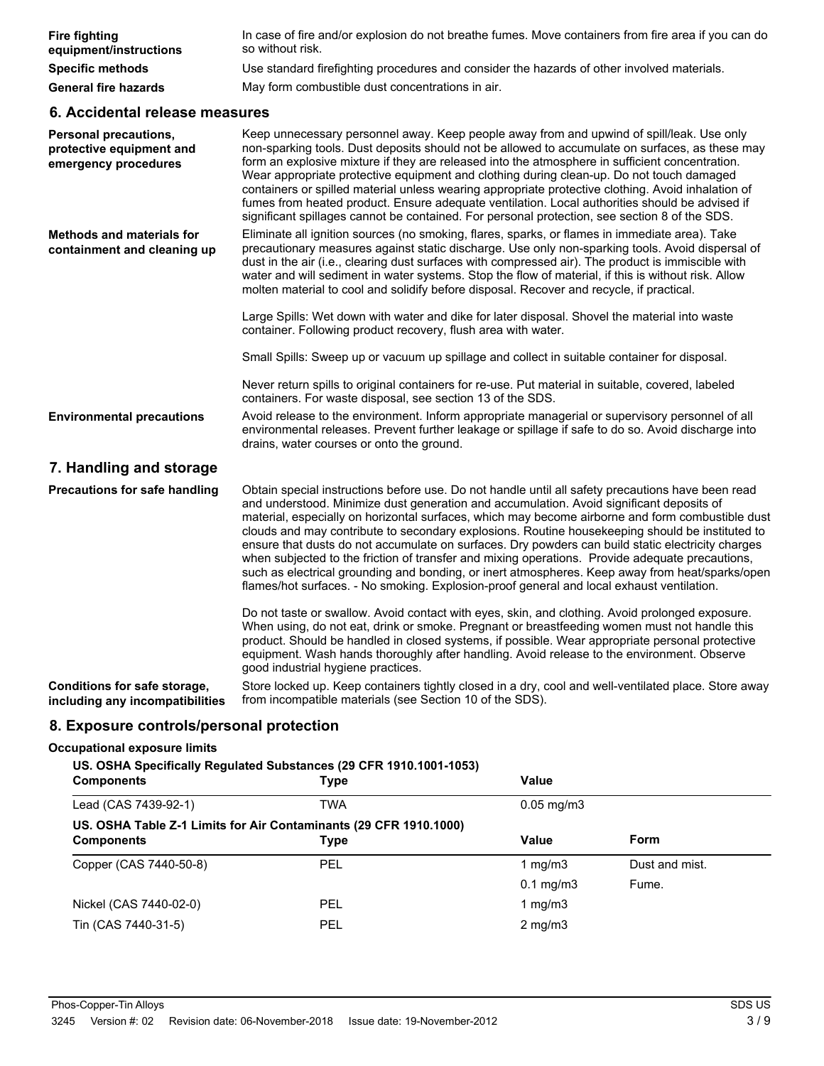**Fire fighting equipment/instructions** In case of fire and/or explosion do not breathe fumes. Move containers from fire area if you can do so without risk.

**Specific methods** Use standard firefighting procedures and consider the hazards of other involved materials.

**General fire hazards** May form combustible dust concentrations in air.

## 6. Accidental release measures

**Personal precautions, protective equipment and emergency procedures** Keep unnecessary personnel away. Keep people away from and upwind of spill/leak. Use only non-sparking tools. Dust deposits should not be allowed to accumulate on surfaces, as these may form an explosive mixture if they are released into the atmosphere in sufficient concentration. Wear appropriate protective equipment and clothing during clean-up. Do not touch damaged containers or spilled material unless wearing appropriate protective clothing. Avoid inhalation of fumes from heated product. Ensure adequate ventilation. Local authorities should be advised if significant spillages cannot be contained. For personal protection, see section 8 of the SDS.

**Methods and materials for containment and cleaning up** Eliminate all ignition sources (no smoking, flares, sparks, or flames in immediate area). Take precautionary measures against static discharge. Use only non-sparking tools. Avoid dispersal of dust in the air (i.e., clearing dust surfaces with compressed air). The product is immiscible with water and will sediment in water systems. Stop the flow of material, if this is without risk. Allow molten material to cool and solidify before disposal. Recover and recycle, if practical.

Large Spills: Wet down with water and dike for later disposal. Shovel the material into waste container. Following product recovery, flush area with water.

Small Spills: Sweep up or vacuum up spillage and collect in suitable container for disposal.

Never return spills to original containers for re-use. Put material in suitable, covered, labeled containers. For waste disposal, see section 13 of the SDS.

**Environmental precautions** Avoid release to the environment. Inform appropriate managerial or supervisory personnel of all environmental releases. Prevent further leakage or spillage if safe to do so. Avoid discharge into drains, water courses or onto the ground.

## 7. Handling and storage

**Precautions for safe handling** Obtain special instructions before use. Do not handle until all safety precautions have been read and understood. Minimize dust generation and accumulation. Avoid significant deposits of material, especially on horizontal surfaces, which may become airborne and form combustible dust clouds and may contribute to secondary explosions. Routine housekeeping should be instituted to ensure that dusts do not accumulate on surfaces. Dry powders can build static electricity charges when subjected to the friction of transfer and mixing operations. Provide adequate precautions, such as electrical grounding and bonding, or inert atmospheres. Keep away from heat/sparks/open flames/hot surfaces. - No smoking. Explosion-proof general and local exhaust ventilation.

Do not taste or swallow. Avoid contact with eyes, skin, and clothing. Avoid prolonged exposure. When using, do not eat, drink or smoke. Pregnant or breastfeeding women must not handle this product. Should be handled in closed systems, if possible. Wear appropriate personal protective equipment. Wash hands thoroughly after handling. Avoid release to the environment. Observe good industrial hygiene practices.

**Conditions for safe storage, including any incompatibilities** Store locked up. Keep containers tightly closed in a dry, cool and well-ventilated place. Store away from incompatible materials (see Section 10 of the SDS).

## 8. Exposure controls/personal protection

**Occupational exposure limits**

**US. OSHA Specifically Regulated Substances (29 CFR 1910.1001-1053)**

| Components | Type | Value |
|---|---|---|
| Lead (CAS 7439-92-1) | TWA | 0.05 mg/m3 |

**US. OSHA Table Z-1 Limits for Air Contaminants (29 CFR 1910.1000)**

| Components | Type | Value | Form |
|---|---|---|---|
| Copper (CAS 7440-50-8) | PEL | 1 mg/m3 | Dust and mist. |
| | | 0.1 mg/m3 | Fume. |
| Nickel (CAS 7440-02-0) | PEL | 1 mg/m3 | |
| Tin (CAS 7440-31-5) | PEL | 2 mg/m3 | |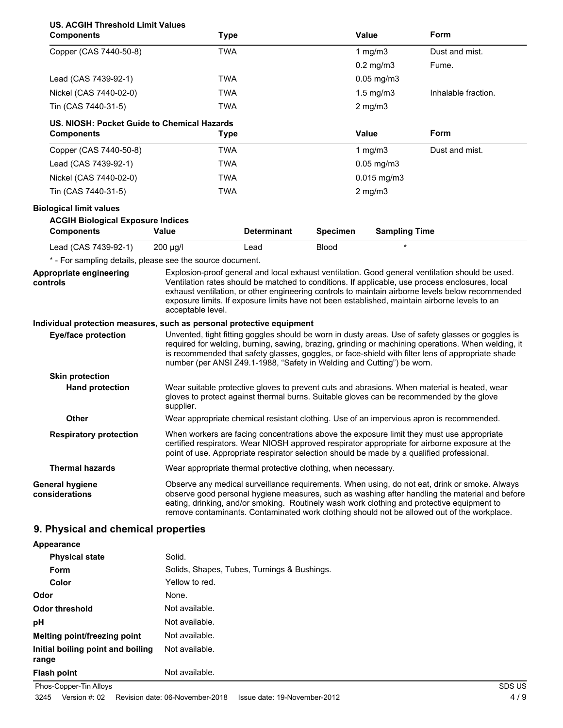**US. ACGIH Threshold Limit Values**

| Components | Type | Value | Form |
|---|---|---|---|
| Copper (CAS 7440-50-8) | TWA | 1 mg/m3 | Dust and mist. |
| | | 0.2 mg/m3 | Fume. |
| Lead (CAS 7439-92-1) | TWA | 0.05 mg/m3 | |
| Nickel (CAS 7440-02-0) | TWA | 1.5 mg/m3 | Inhalable fraction. |
| Tin (CAS 7440-31-5) | TWA | 2 mg/m3 | |

**US. NIOSH: Pocket Guide to Chemical Hazards**

| Components | Type | Value | Form |
|---|---|---|---|
| Copper (CAS 7440-50-8) | TWA | 1 mg/m3 | Dust and mist. |
| Lead (CAS 7439-92-1) | TWA | 0.05 mg/m3 | |
| Nickel (CAS 7440-02-0) | TWA | 0.015 mg/m3 | |
| Tin (CAS 7440-31-5) | TWA | 2 mg/m3 | |

**Biological limit values**

**ACGIH Biological Exposure Indices**

| Components | Value | Determinant | Specimen | Sampling Time |
|---|---|---|---|---|
| Lead (CAS 7439-92-1) | 200 µg/l | Lead | Blood | * |

* - For sampling details, please see the source document.

**Appropriate engineering controls**
Explosion-proof general and local exhaust ventilation. Good general ventilation should be used. Ventilation rates should be matched to conditions. If applicable, use process enclosures, local exhaust ventilation, or other engineering controls to maintain airborne levels below recommended exposure limits. If exposure limits have not been established, maintain airborne levels to an acceptable level.

**Individual protection measures, such as personal protective equipment**

**Eye/face protection**
Unvented, tight fitting goggles should be worn in dusty areas. Use of safety glasses or goggles is required for welding, burning, sawing, brazing, grinding or machining operations. When welding, it is recommended that safety glasses, goggles, or face-shield with filter lens of appropriate shade number (per ANSI Z49.1-1988, "Safety in Welding and Cutting") be worn.

**Skin protection**

**Hand protection**
Wear suitable protective gloves to prevent cuts and abrasions. When material is heated, wear gloves to protect against thermal burns. Suitable gloves can be recommended by the glove supplier.

**Other**
Wear appropriate chemical resistant clothing. Use of an impervious apron is recommended.

**Respiratory protection**
When workers are facing concentrations above the exposure limit they must use appropriate certified respirators. Wear NIOSH approved respirator appropriate for airborne exposure at the point of use. Appropriate respirator selection should be made by a qualified professional.

**Thermal hazards**
Wear appropriate thermal protective clothing, when necessary.

**General hygiene considerations**
Observe any medical surveillance requirements. When using, do not eat, drink or smoke. Always observe good personal hygiene measures, such as washing after handling the material and before eating, drinking, and/or smoking. Routinely wash work clothing and protective equipment to remove contaminants. Contaminated work clothing should not be allowed out of the workplace.

## 9. Physical and chemical properties

**Appearance**

| | |
|---|---|
| **Physical state** | Solid. |
| **Form** | Solids, Shapes, Tubes, Turnings & Bushings. |
| **Color** | Yellow to red. |
| **Odor** | None. |
| **Odor threshold** | Not available. |
| **pH** | Not available. |
| **Melting point/freezing point** | Not available. |
| **Initial boiling point and boiling range** | Not available. |
| **Flash point** | Not available. |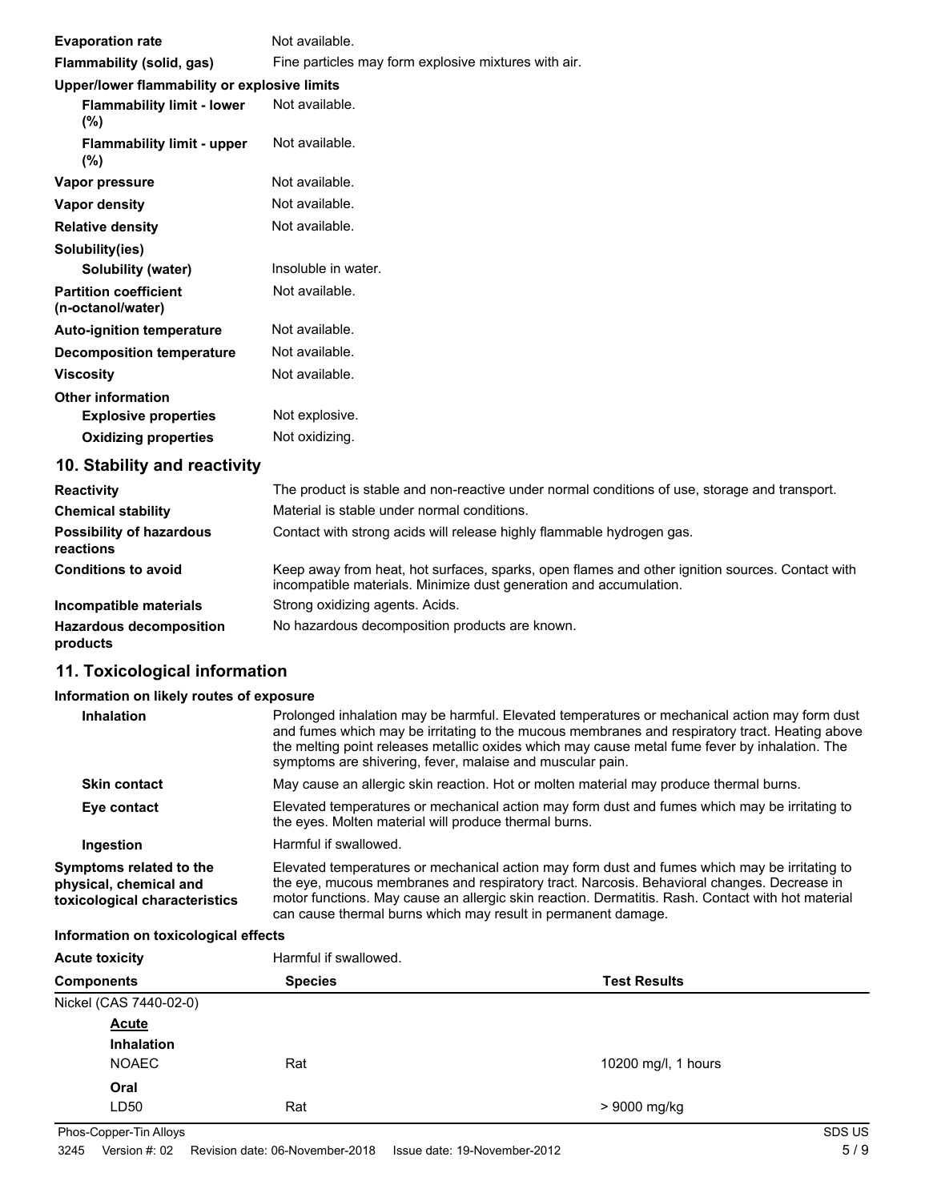| | |
|---|---|
| **Evaporation rate** | Not available. |
| **Flammability (solid, gas)** | Fine particles may form explosive mixtures with air. |
| **Upper/lower flammability or explosive limits** | |
| **Flammability limit - lower (%)** | Not available. |
| **Flammability limit - upper (%)** | Not available. |
| **Vapor pressure** | Not available. |
| **Vapor density** | Not available. |
| **Relative density** | Not available. |
| **Solubility(ies)** | |
| **Solubility (water)** | Insoluble in water. |
| **Partition coefficient (n-octanol/water)** | Not available. |
| **Auto-ignition temperature** | Not available. |
| **Decomposition temperature** | Not available. |
| **Viscosity** | Not available. |
| **Other information** | |
| **Explosive properties** | Not explosive. |
| **Oxidizing properties** | Not oxidizing. |

## 10. Stability and reactivity

| | |
|---|---|
| **Reactivity** | The product is stable and non-reactive under normal conditions of use, storage and transport. |
| **Chemical stability** | Material is stable under normal conditions. |
| **Possibility of hazardous reactions** | Contact with strong acids will release highly flammable hydrogen gas. |
| **Conditions to avoid** | Keep away from heat, hot surfaces, sparks, open flames and other ignition sources. Contact with incompatible materials. Minimize dust generation and accumulation. |
| **Incompatible materials** | Strong oxidizing agents. Acids. |
| **Hazardous decomposition products** | No hazardous decomposition products are known. |

## 11. Toxicological information

**Information on likely routes of exposure**

| | |
|---|---|
| **Inhalation** | Prolonged inhalation may be harmful. Elevated temperatures or mechanical action may form dust and fumes which may be irritating to the mucous membranes and respiratory tract. Heating above the melting point releases metallic oxides which may cause metal fume fever by inhalation. The symptoms are shivering, fever, malaise and muscular pain. |
| **Skin contact** | May cause an allergic skin reaction. Hot or molten material may produce thermal burns. |
| **Eye contact** | Elevated temperatures or mechanical action may form dust and fumes which may be irritating to the eyes. Molten material will produce thermal burns. |
| **Ingestion** | Harmful if swallowed. |
| **Symptoms related to the physical, chemical and toxicological characteristics** | Elevated temperatures or mechanical action may form dust and fumes which may be irritating to the eye, mucous membranes and respiratory tract. Narcosis. Behavioral changes. Decrease in motor functions. May cause an allergic skin reaction. Dermatitis. Rash. Contact with hot material can cause thermal burns which may result in permanent damage. |

**Information on toxicological effects**

**Acute toxicity** Harmful if swallowed.

| Components | Species | Test Results |
|---|---|---|
| Nickel (CAS 7440-02-0) | | |
| **Acute** | | |
| **Inhalation** | | |
| NOAEC | Rat | 10200 mg/l, 1 hours |
| **Oral** | | |
| LD50 | Rat | > 9000 mg/kg |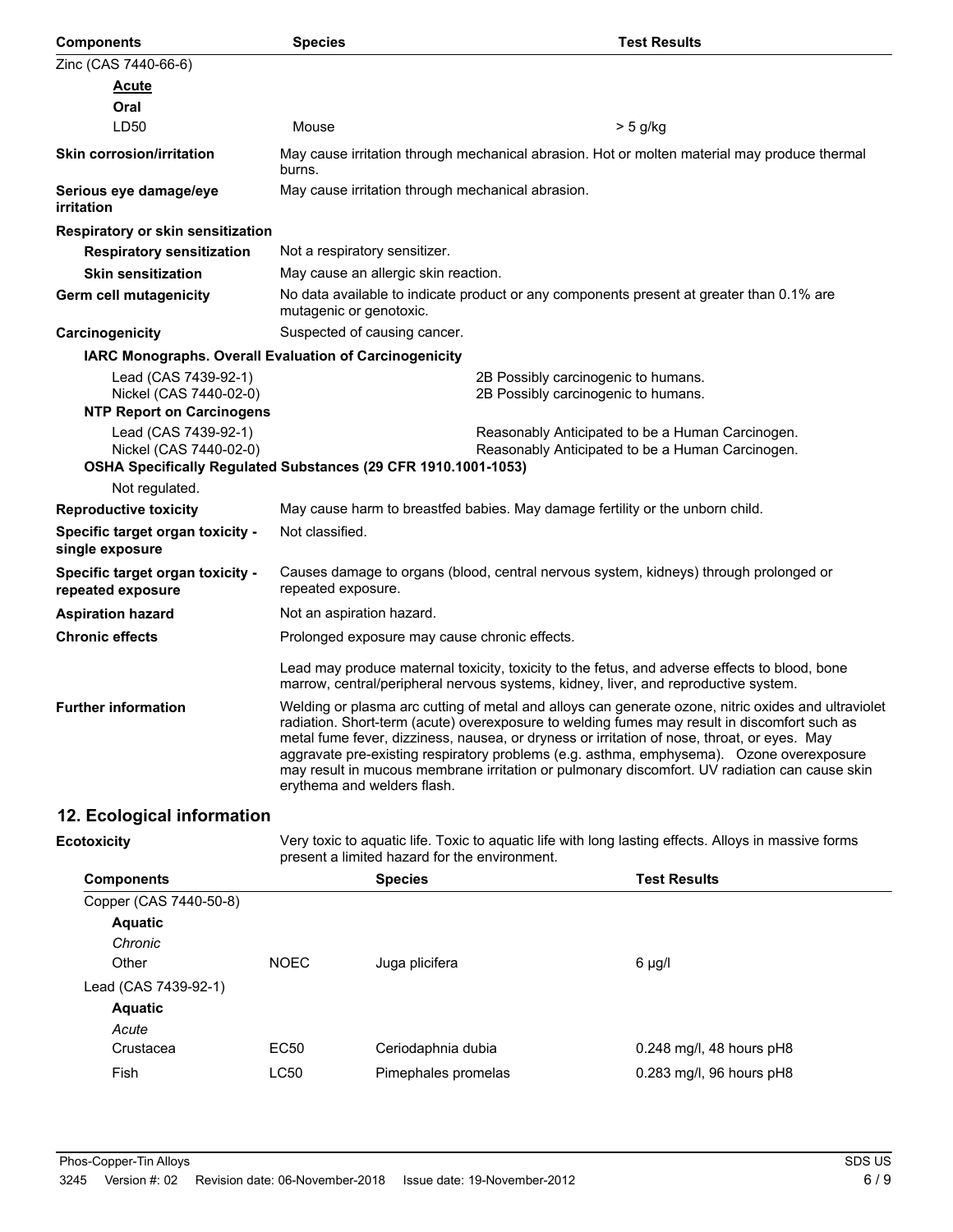| Components | Species | Test Results |
|---|---|---|
| Zinc (CAS 7440-66-6) | | |
| **Acute** | | |
| **Oral** | | |
| LD50 | Mouse | > 5 g/kg |

**Skin corrosion/irritation** May cause irritation through mechanical abrasion. Hot or molten material may produce thermal burns.

**Serious eye damage/eye irritation** May cause irritation through mechanical abrasion.

**Respiratory or skin sensitization**

**Respiratory sensitization** Not a respiratory sensitizer.

**Skin sensitization** May cause an allergic skin reaction.

**Germ cell mutagenicity** No data available to indicate product or any components present at greater than 0.1% are mutagenic or genotoxic.

**Carcinogenicity** Suspected of causing cancer.

**IARC Monographs. Overall Evaluation of Carcinogenicity**

| | |
|---|---|
| Lead (CAS 7439-92-1) | 2B Possibly carcinogenic to humans. |
| Nickel (CAS 7440-02-0) | 2B Possibly carcinogenic to humans. |

**NTP Report on Carcinogens**

| | |
|---|---|
| Lead (CAS 7439-92-1) | Reasonably Anticipated to be a Human Carcinogen. |
| Nickel (CAS 7440-02-0) | Reasonably Anticipated to be a Human Carcinogen. |

**OSHA Specifically Regulated Substances (29 CFR 1910.1001-1053)**

Not regulated.

**Reproductive toxicity** May cause harm to breastfed babies. May damage fertility or the unborn child.

**Specific target organ toxicity - single exposure** Not classified.

**Specific target organ toxicity - repeated exposure** Causes damage to organs (blood, central nervous system, kidneys) through prolonged or repeated exposure.

**Aspiration hazard** Not an aspiration hazard.

**Chronic effects** Prolonged exposure may cause chronic effects.

Lead may produce maternal toxicity, toxicity to the fetus, and adverse effects to blood, bone marrow, central/peripheral nervous systems, kidney, liver, and reproductive system.

**Further information** Welding or plasma arc cutting of metal and alloys can generate ozone, nitric oxides and ultraviolet radiation. Short-term (acute) overexposure to welding fumes may result in discomfort such as metal fume fever, dizziness, nausea, or dryness or irritation of nose, throat, or eyes. May aggravate pre-existing respiratory problems (e.g. asthma, emphysema). Ozone overexposure may result in mucous membrane irritation or pulmonary discomfort. UV radiation can cause skin erythema and welders flash.

## 12. Ecological information

**Ecotoxicity** Very toxic to aquatic life. Toxic to aquatic life with long lasting effects. Alloys in massive forms present a limited hazard for the environment.

| Components | | Species | Test Results |
|---|---|---|---|
| Copper (CAS 7440-50-8) | | | |
| **Aquatic** | | | |
| *Chronic* | | | |
| Other | NOEC | Juga plicifera | 6 µg/l |
| Lead (CAS 7439-92-1) | | | |
| **Aquatic** | | | |
| *Acute* | | | |
| Crustacea | EC50 | Ceriodaphnia dubia | 0.248 mg/l, 48 hours pH8 |
| Fish | LC50 | Pimephales promelas | 0.283 mg/l, 96 hours pH8 |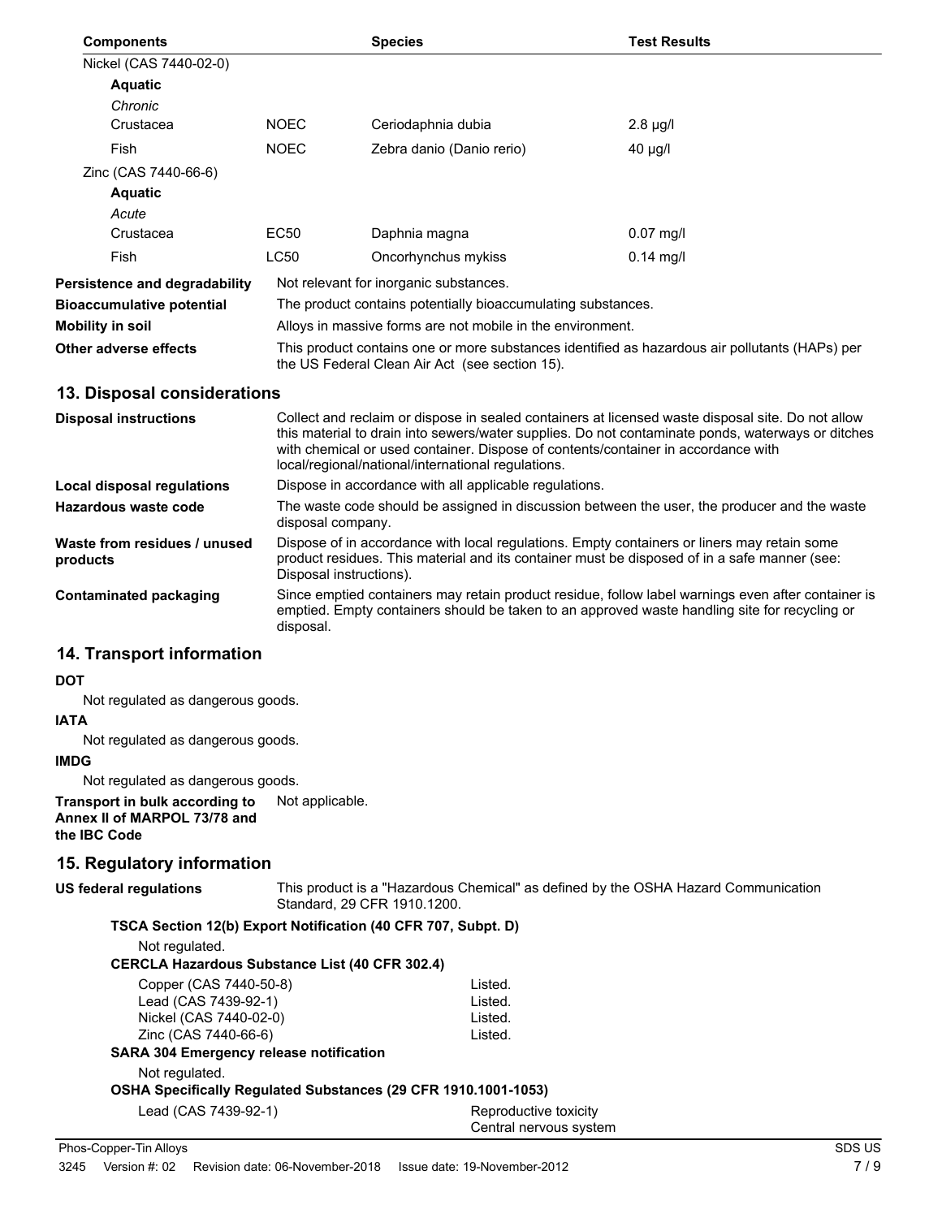| Components | | Species | Test Results |
|---|---|---|---|
| Nickel (CAS 7440-02-0) | | | |
| **Aquatic** | | | |
| *Chronic* | | | |
| Crustacea | NOEC | Ceriodaphnia dubia | 2.8 µg/l |
| Fish | NOEC | Zebra danio (Danio rerio) | 40 µg/l |
| Zinc (CAS 7440-66-6) | | | |
| **Aquatic** | | | |
| *Acute* | | | |
| Crustacea | EC50 | Daphnia magna | 0.07 mg/l |
| Fish | LC50 | Oncorhynchus mykiss | 0.14 mg/l |

**Persistence and degradability** Not relevant for inorganic substances.

**Bioaccumulative potential** The product contains potentially bioaccumulating substances.

**Mobility in soil** Alloys in massive forms are not mobile in the environment.

**Other adverse effects** This product contains one or more substances identified as hazardous air pollutants (HAPs) per the US Federal Clean Air Act (see section 15).

## 13. Disposal considerations

**Disposal instructions** Collect and reclaim or dispose in sealed containers at licensed waste disposal site. Do not allow this material to drain into sewers/water supplies. Do not contaminate ponds, waterways or ditches with chemical or used container. Dispose of contents/container in accordance with local/regional/national/international regulations.

**Local disposal regulations** Dispose in accordance with all applicable regulations.

**Hazardous waste code** The waste code should be assigned in discussion between the user, the producer and the waste disposal company.

**Waste from residues / unused products** Dispose of in accordance with local regulations. Empty containers or liners may retain some product residues. This material and its container must be disposed of in a safe manner (see: Disposal instructions).

**Contaminated packaging** Since emptied containers may retain product residue, follow label warnings even after container is emptied. Empty containers should be taken to an approved waste handling site for recycling or disposal.

## 14. Transport information

**DOT**

Not regulated as dangerous goods.

**IATA**

Not regulated as dangerous goods.

**IMDG**

Not regulated as dangerous goods.

**Transport in bulk according to Annex II of MARPOL 73/78 and the IBC Code** Not applicable.

## 15. Regulatory information

**US federal regulations** This product is a "Hazardous Chemical" as defined by the OSHA Hazard Communication Standard, 29 CFR 1910.1200.

**TSCA Section 12(b) Export Notification (40 CFR 707, Subpt. D)**

Not regulated.

**CERCLA Hazardous Substance List (40 CFR 302.4)**

| | |
|---|---|
| Copper (CAS 7440-50-8) | Listed. |
| Lead (CAS 7439-92-1) | Listed. |
| Nickel (CAS 7440-02-0) | Listed. |
| Zinc (CAS 7440-66-6) | Listed. |

**SARA 304 Emergency release notification**

Not regulated.

**OSHA Specifically Regulated Substances (29 CFR 1910.1001-1053)**

| | |
|---|---|
| Lead (CAS 7439-92-1) | Reproductive toxicity<br>Central nervous system |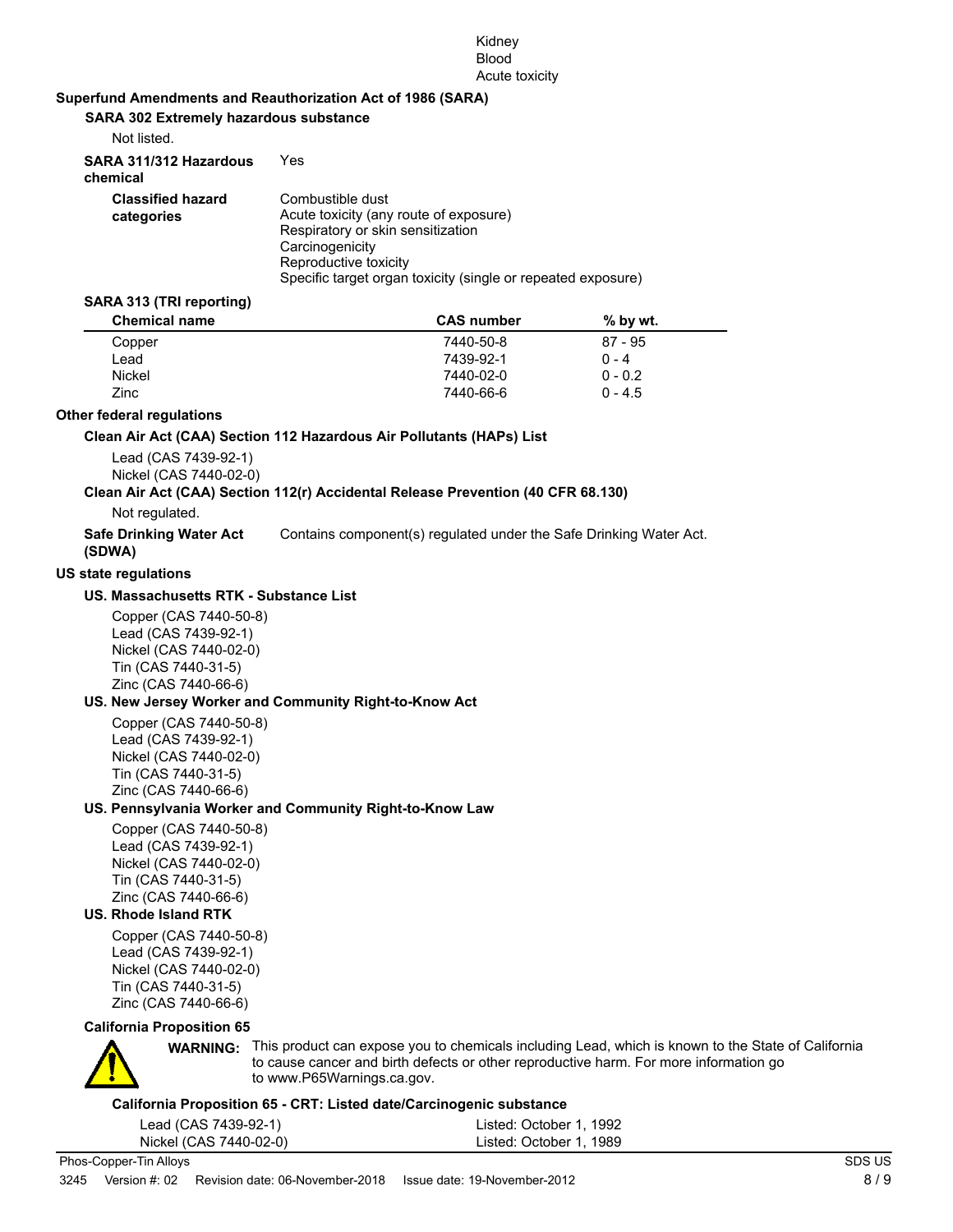Kidney
Blood
Acute toxicity

**Superfund Amendments and Reauthorization Act of 1986 (SARA)**

**SARA 302 Extremely hazardous substance**

Not listed.

**SARA 311/312 Hazardous chemical** Yes

**Classified hazard categories**
Combustible dust
Acute toxicity (any route of exposure)
Respiratory or skin sensitization
Carcinogenicity
Reproductive toxicity
Specific target organ toxicity (single or repeated exposure)

**SARA 313 (TRI reporting)**

| Chemical name | CAS number | % by wt. |
|---|---|---|
| Copper | 7440-50-8 | 87 - 95 |
| Lead | 7439-92-1 | 0 - 4 |
| Nickel | 7440-02-0 | 0 - 0.2 |
| Zinc | 7440-66-6 | 0 - 4.5 |

**Other federal regulations**

**Clean Air Act (CAA) Section 112 Hazardous Air Pollutants (HAPs) List**

Lead (CAS 7439-92-1)
Nickel (CAS 7440-02-0)

**Clean Air Act (CAA) Section 112(r) Accidental Release Prevention (40 CFR 68.130)**

Not regulated.

**Safe Drinking Water Act (SDWA)** Contains component(s) regulated under the Safe Drinking Water Act.

**US state regulations**

**US. Massachusetts RTK - Substance List**

Copper (CAS 7440-50-8)
Lead (CAS 7439-92-1)
Nickel (CAS 7440-02-0)
Tin (CAS 7440-31-5)
Zinc (CAS 7440-66-6)

**US. New Jersey Worker and Community Right-to-Know Act**

Copper (CAS 7440-50-8)
Lead (CAS 7439-92-1)
Nickel (CAS 7440-02-0)
Tin (CAS 7440-31-5)
Zinc (CAS 7440-66-6)

**US. Pennsylvania Worker and Community Right-to-Know Law**

Copper (CAS 7440-50-8)
Lead (CAS 7439-92-1)
Nickel (CAS 7440-02-0)
Tin (CAS 7440-31-5)
Zinc (CAS 7440-66-6)

**US. Rhode Island RTK**

Copper (CAS 7440-50-8)
Lead (CAS 7439-92-1)
Nickel (CAS 7440-02-0)
Tin (CAS 7440-31-5)
Zinc (CAS 7440-66-6)

**California Proposition 65**

**WARNING:** This product can expose you to chemicals including Lead, which is known to the State of California to cause cancer and birth defects or other reproductive harm. For more information go to www.P65Warnings.ca.gov.

**California Proposition 65 - CRT: Listed date/Carcinogenic substance**

| | |
|---|---|
| Lead (CAS 7439-92-1) | Listed: October 1, 1992 |
| Nickel (CAS 7440-02-0) | Listed: October 1, 1989 |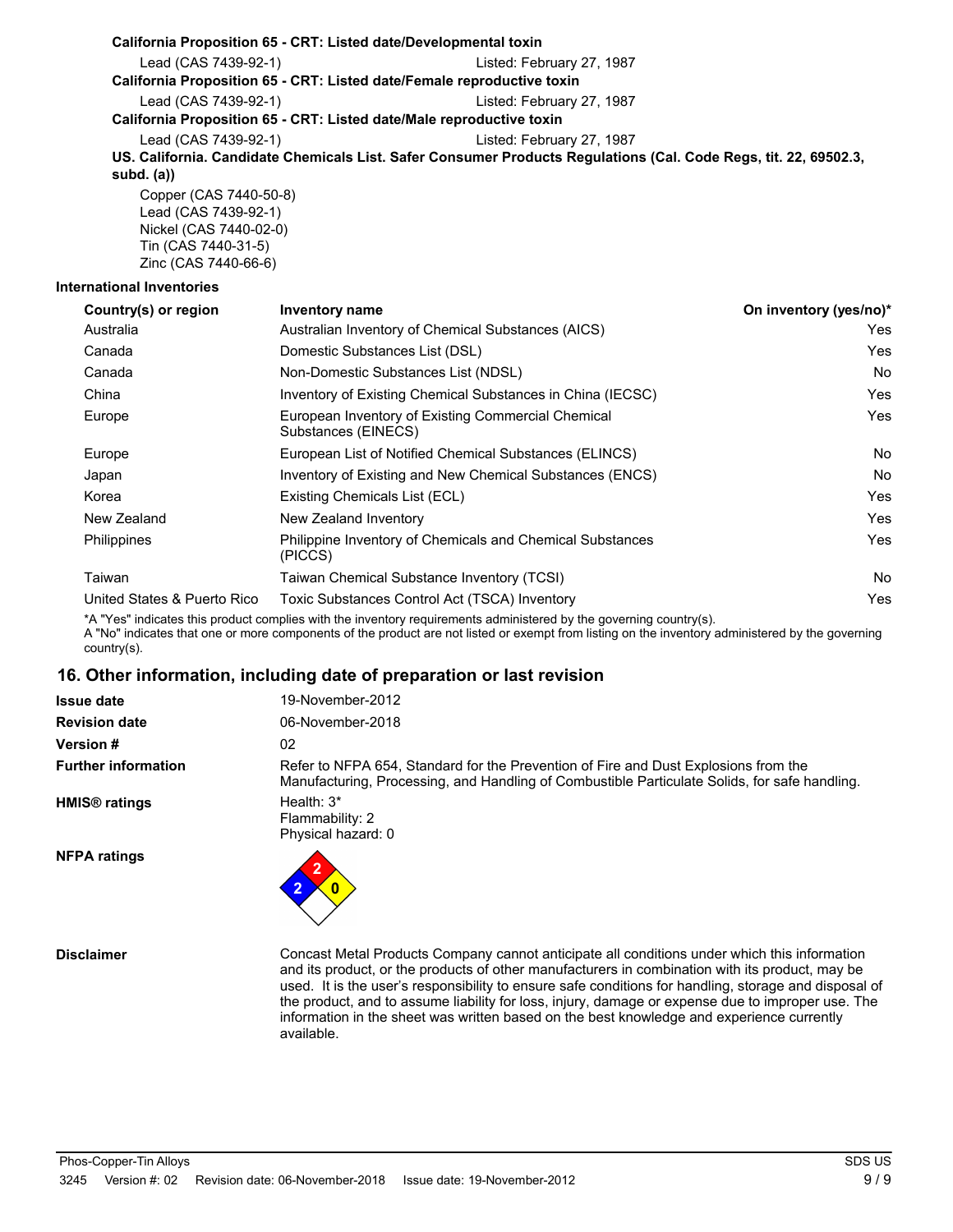**California Proposition 65 - CRT: Listed date/Developmental toxin**

Lead (CAS 7439-92-1) Listed: February 27, 1987

**California Proposition 65 - CRT: Listed date/Female reproductive toxin**

Lead (CAS 7439-92-1) Listed: February 27, 1987

**California Proposition 65 - CRT: Listed date/Male reproductive toxin**

Lead (CAS 7439-92-1) Listed: February 27, 1987

**US. California. Candidate Chemicals List. Safer Consumer Products Regulations (Cal. Code Regs, tit. 22, 69502.3, subd. (a))**

Copper (CAS 7440-50-8)
Lead (CAS 7439-92-1)
Nickel (CAS 7440-02-0)
Tin (CAS 7440-31-5)
Zinc (CAS 7440-66-6)

**International Inventories**

| Country(s) or region | Inventory name | On inventory (yes/no)* |
|---|---|---|
| Australia | Australian Inventory of Chemical Substances (AICS) | Yes |
| Canada | Domestic Substances List (DSL) | Yes |
| Canada | Non-Domestic Substances List (NDSL) | No |
| China | Inventory of Existing Chemical Substances in China (IECSC) | Yes |
| Europe | European Inventory of Existing Commercial Chemical Substances (EINECS) | Yes |
| Europe | European List of Notified Chemical Substances (ELINCS) | No |
| Japan | Inventory of Existing and New Chemical Substances (ENCS) | No |
| Korea | Existing Chemicals List (ECL) | Yes |
| New Zealand | New Zealand Inventory | Yes |
| Philippines | Philippine Inventory of Chemicals and Chemical Substances (PICCS) | Yes |
| Taiwan | Taiwan Chemical Substance Inventory (TCSI) | No |
| United States & Puerto Rico | Toxic Substances Control Act (TSCA) Inventory | Yes |

*A "Yes" indicates this product complies with the inventory requirements administered by the governing country(s).
A "No" indicates that one or more components of the product are not listed or exempt from listing on the inventory administered by the governing country(s).

## 16. Other information, including date of preparation or last revision

**Issue date** 19-November-2012

**Revision date** 06-November-2018

**Version #** 02

**Further information** Refer to NFPA 654, Standard for the Prevention of Fire and Dust Explosions from the Manufacturing, Processing, and Handling of Combustible Particulate Solids, for safe handling.

**HMIS® ratings**
Health: 3*
Flammability: 2
Physical hazard: 0

**NFPA ratings**

2
2 0

**Disclaimer** Concast Metal Products Company cannot anticipate all conditions under which this information and its product, or the products of other manufacturers in combination with its product, may be used. It is the user's responsibility to ensure safe conditions for handling, storage and disposal of the product, and to assume liability for loss, injury, damage or expense due to improper use. The information in the sheet was written based on the best knowledge and experience currently available.